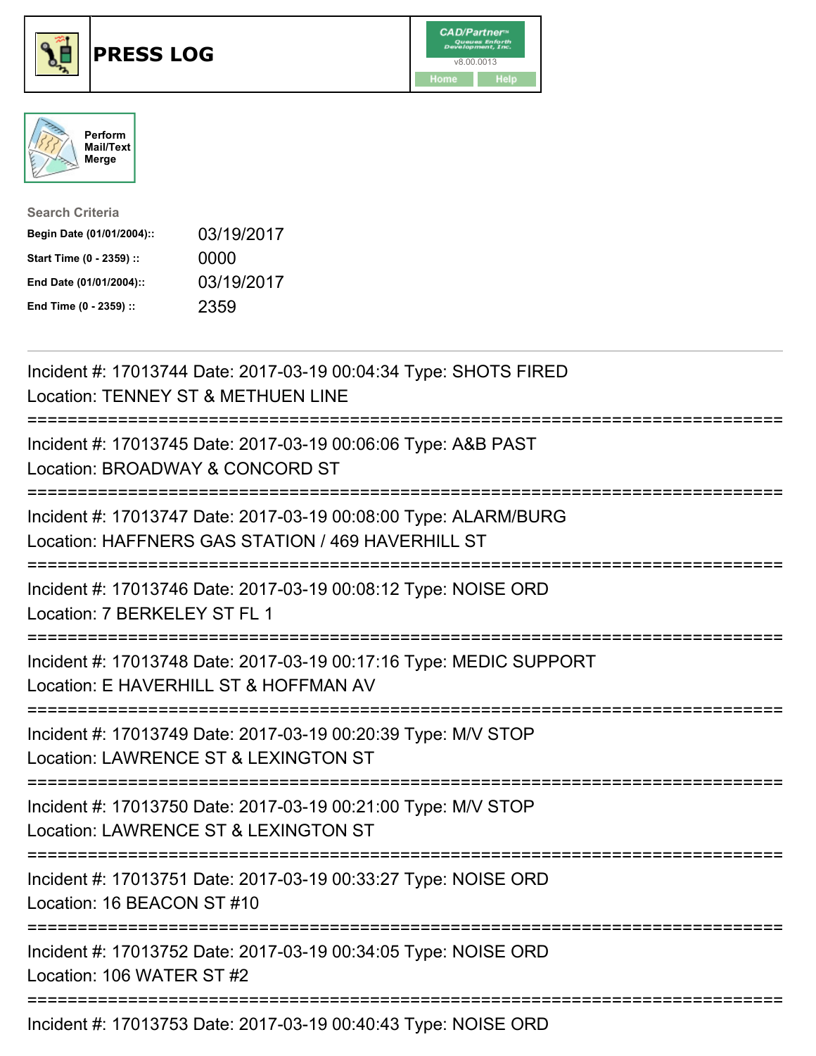# PRESS LOG

CAD/Partner
v8.00.0013
Home Help

Perform Mail/Text Merge

**Search Criteria**

| | |
|---|---|
| **Begin Date (01/01/2004)::** | 03/19/2017 |
| **Start Time (0 - 2359) ::** | 0000 |
| **End Date (01/01/2004)::** | 03/19/2017 |
| **End Time (0 - 2359) ::** | 2359 |

---

Incident #: 17013744 Date: 2017-03-19 00:04:34 Type: SHOTS FIRED
Location: TENNEY ST & METHUEN LINE

===========================================================================

Incident #: 17013745 Date: 2017-03-19 00:06:06 Type: A&B PAST
Location: BROADWAY & CONCORD ST

===========================================================================

Incident #: 17013747 Date: 2017-03-19 00:08:00 Type: ALARM/BURG
Location: HAFFNERS GAS STATION / 469 HAVERHILL ST

===========================================================================

Incident #: 17013746 Date: 2017-03-19 00:08:12 Type: NOISE ORD
Location: 7 BERKELEY ST FL 1

===========================================================================

Incident #: 17013748 Date: 2017-03-19 00:17:16 Type: MEDIC SUPPORT
Location: E HAVERHILL ST & HOFFMAN AV

===========================================================================

Incident #: 17013749 Date: 2017-03-19 00:20:39 Type: M/V STOP
Location: LAWRENCE ST & LEXINGTON ST

===========================================================================

Incident #: 17013750 Date: 2017-03-19 00:21:00 Type: M/V STOP
Location: LAWRENCE ST & LEXINGTON ST

===========================================================================

Incident #: 17013751 Date: 2017-03-19 00:33:27 Type: NOISE ORD
Location: 16 BEACON ST #10

===========================================================================

Incident #: 17013752 Date: 2017-03-19 00:34:05 Type: NOISE ORD
Location: 106 WATER ST #2

===========================================================================

Incident #: 17013753 Date: 2017-03-19 00:40:43 Type: NOISE ORD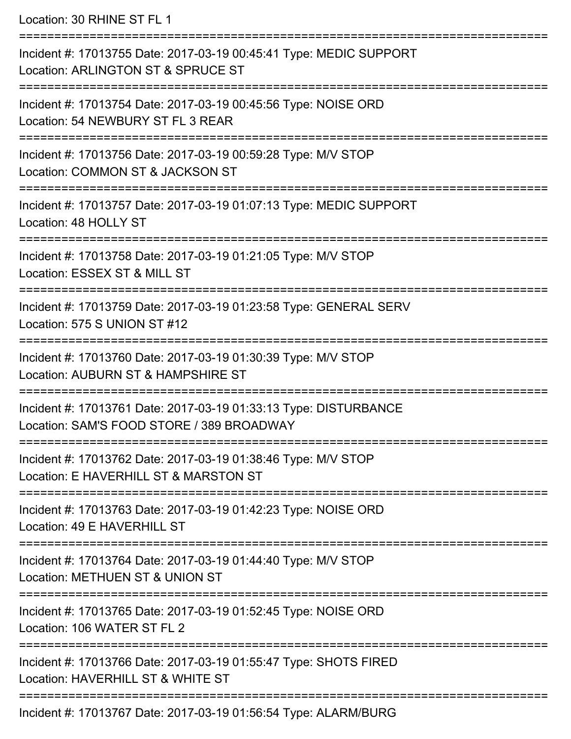Location: 30 RHINE ST FL 1

===========================================================================

Incident #: 17013755 Date: 2017-03-19 00:45:41 Type: MEDIC SUPPORT
Location: ARLINGTON ST & SPRUCE ST

===========================================================================

Incident #: 17013754 Date: 2017-03-19 00:45:56 Type: NOISE ORD
Location: 54 NEWBURY ST FL 3 REAR

===========================================================================

Incident #: 17013756 Date: 2017-03-19 00:59:28 Type: M/V STOP
Location: COMMON ST & JACKSON ST

===========================================================================

Incident #: 17013757 Date: 2017-03-19 01:07:13 Type: MEDIC SUPPORT
Location: 48 HOLLY ST

===========================================================================

Incident #: 17013758 Date: 2017-03-19 01:21:05 Type: M/V STOP
Location: ESSEX ST & MILL ST

===========================================================================

Incident #: 17013759 Date: 2017-03-19 01:23:58 Type: GENERAL SERV
Location: 575 S UNION ST #12

===========================================================================

Incident #: 17013760 Date: 2017-03-19 01:30:39 Type: M/V STOP
Location: AUBURN ST & HAMPSHIRE ST

===========================================================================

Incident #: 17013761 Date: 2017-03-19 01:33:13 Type: DISTURBANCE
Location: SAM'S FOOD STORE / 389 BROADWAY

===========================================================================

Incident #: 17013762 Date: 2017-03-19 01:38:46 Type: M/V STOP
Location: E HAVERHILL ST & MARSTON ST

===========================================================================

Incident #: 17013763 Date: 2017-03-19 01:42:23 Type: NOISE ORD
Location: 49 E HAVERHILL ST

===========================================================================

Incident #: 17013764 Date: 2017-03-19 01:44:40 Type: M/V STOP
Location: METHUEN ST & UNION ST

===========================================================================

Incident #: 17013765 Date: 2017-03-19 01:52:45 Type: NOISE ORD
Location: 106 WATER ST FL 2

===========================================================================

Incident #: 17013766 Date: 2017-03-19 01:55:47 Type: SHOTS FIRED
Location: HAVERHILL ST & WHITE ST

===========================================================================

Incident #: 17013767 Date: 2017-03-19 01:56:54 Type: ALARM/BURG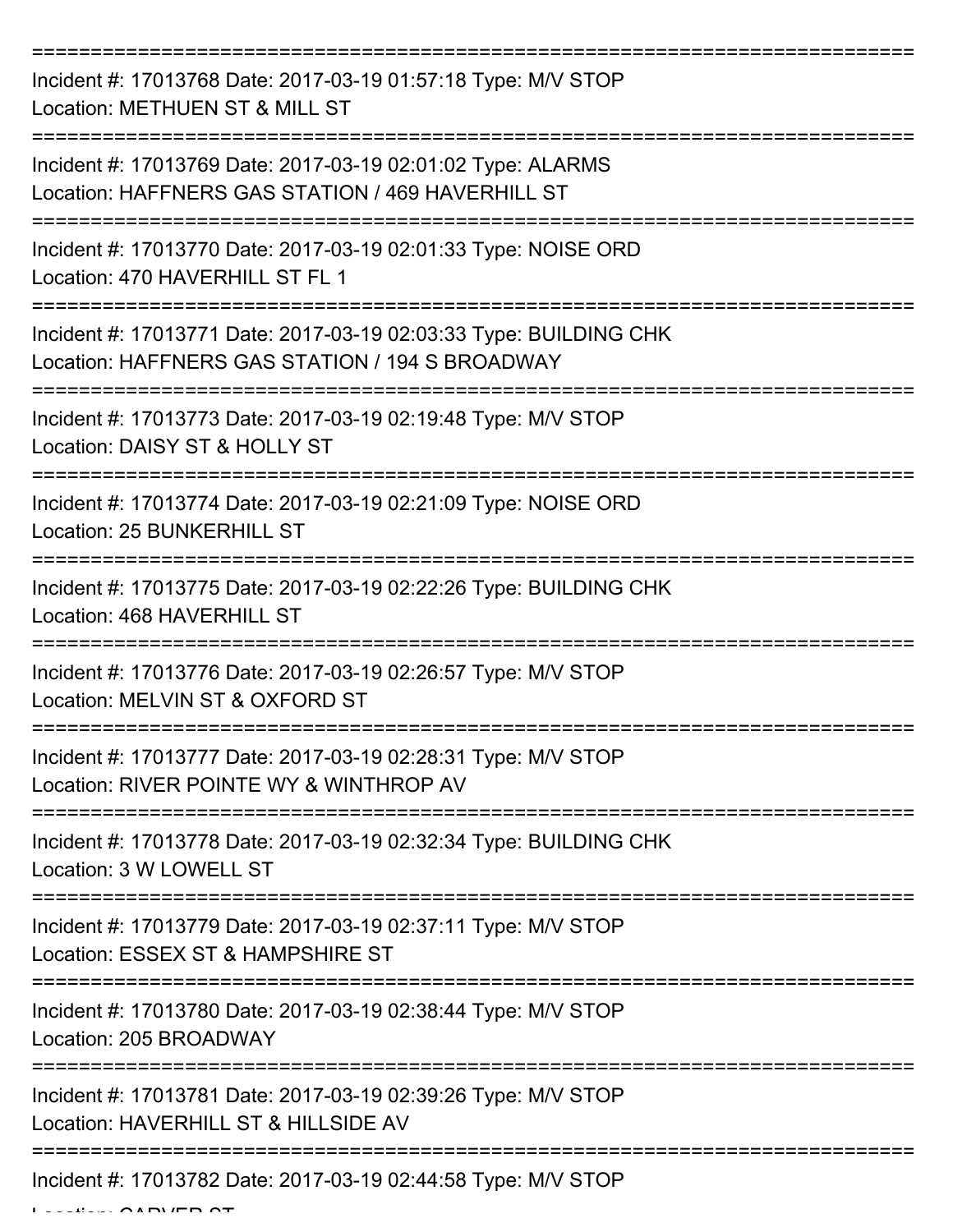===========================================================================

Incident #: 17013768 Date: 2017-03-19 01:57:18 Type: M/V STOP

Location: METHUEN ST & MILL ST

===========================================================================

Incident #: 17013769 Date: 2017-03-19 02:01:02 Type: ALARMS

Location: HAFFNERS GAS STATION / 469 HAVERHILL ST

===========================================================================

Incident #: 17013770 Date: 2017-03-19 02:01:33 Type: NOISE ORD

Location: 470 HAVERHILL ST FL 1

===========================================================================

Incident #: 17013771 Date: 2017-03-19 02:03:33 Type: BUILDING CHK

Location: HAFFNERS GAS STATION / 194 S BROADWAY

===========================================================================

Incident #: 17013773 Date: 2017-03-19 02:19:48 Type: M/V STOP

Location: DAISY ST & HOLLY ST

===========================================================================

Incident #: 17013774 Date: 2017-03-19 02:21:09 Type: NOISE ORD

Location: 25 BUNKERHILL ST

===========================================================================

Incident #: 17013775 Date: 2017-03-19 02:22:26 Type: BUILDING CHK

Location: 468 HAVERHILL ST

===========================================================================

Incident #: 17013776 Date: 2017-03-19 02:26:57 Type: M/V STOP

Location: MELVIN ST & OXFORD ST

===========================================================================

Incident #: 17013777 Date: 2017-03-19 02:28:31 Type: M/V STOP

Location: RIVER POINTE WY & WINTHROP AV

===========================================================================

Incident #: 17013778 Date: 2017-03-19 02:32:34 Type: BUILDING CHK

Location: 3 W LOWELL ST

===========================================================================

Incident #: 17013779 Date: 2017-03-19 02:37:11 Type: M/V STOP

Location: ESSEX ST & HAMPSHIRE ST

===========================================================================

Incident #: 17013780 Date: 2017-03-19 02:38:44 Type: M/V STOP

Location: 205 BROADWAY

===========================================================================

Incident #: 17013781 Date: 2017-03-19 02:39:26 Type: M/V STOP

Location: HAVERHILL ST & HILLSIDE AV

===========================================================================

Incident #: 17013782 Date: 2017-03-19 02:44:58 Type: M/V STOP

Location: CARVER ST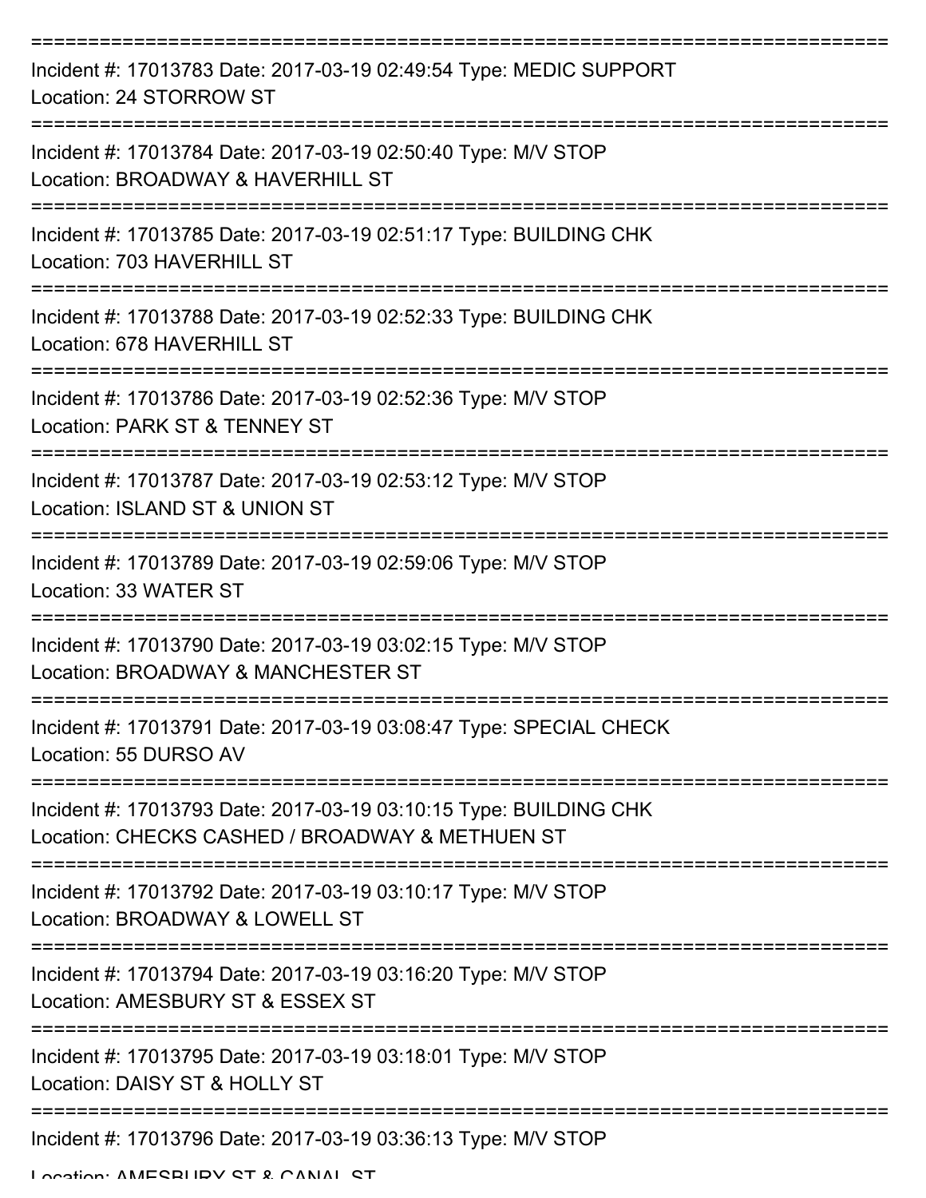===========================================================================

Incident #: 17013783 Date: 2017-03-19 02:49:54 Type: MEDIC SUPPORT
Location: 24 STORROW ST

===========================================================================

Incident #: 17013784 Date: 2017-03-19 02:50:40 Type: M/V STOP
Location: BROADWAY & HAVERHILL ST

===========================================================================

Incident #: 17013785 Date: 2017-03-19 02:51:17 Type: BUILDING CHK
Location: 703 HAVERHILL ST

===========================================================================

Incident #: 17013788 Date: 2017-03-19 02:52:33 Type: BUILDING CHK
Location: 678 HAVERHILL ST

===========================================================================

Incident #: 17013786 Date: 2017-03-19 02:52:36 Type: M/V STOP
Location: PARK ST & TENNEY ST

===========================================================================

Incident #: 17013787 Date: 2017-03-19 02:53:12 Type: M/V STOP
Location: ISLAND ST & UNION ST

===========================================================================

Incident #: 17013789 Date: 2017-03-19 02:59:06 Type: M/V STOP
Location: 33 WATER ST

===========================================================================

Incident #: 17013790 Date: 2017-03-19 03:02:15 Type: M/V STOP
Location: BROADWAY & MANCHESTER ST

===========================================================================

Incident #: 17013791 Date: 2017-03-19 03:08:47 Type: SPECIAL CHECK
Location: 55 DURSO AV

===========================================================================

Incident #: 17013793 Date: 2017-03-19 03:10:15 Type: BUILDING CHK
Location: CHECKS CASHED / BROADWAY & METHUEN ST

===========================================================================

Incident #: 17013792 Date: 2017-03-19 03:10:17 Type: M/V STOP
Location: BROADWAY & LOWELL ST

===========================================================================

Incident #: 17013794 Date: 2017-03-19 03:16:20 Type: M/V STOP
Location: AMESBURY ST & ESSEX ST

===========================================================================

Incident #: 17013795 Date: 2017-03-19 03:18:01 Type: M/V STOP
Location: DAISY ST & HOLLY ST

===========================================================================

Incident #: 17013796 Date: 2017-03-19 03:36:13 Type: M/V STOP
Location: AMESBURY ST & CANAL ST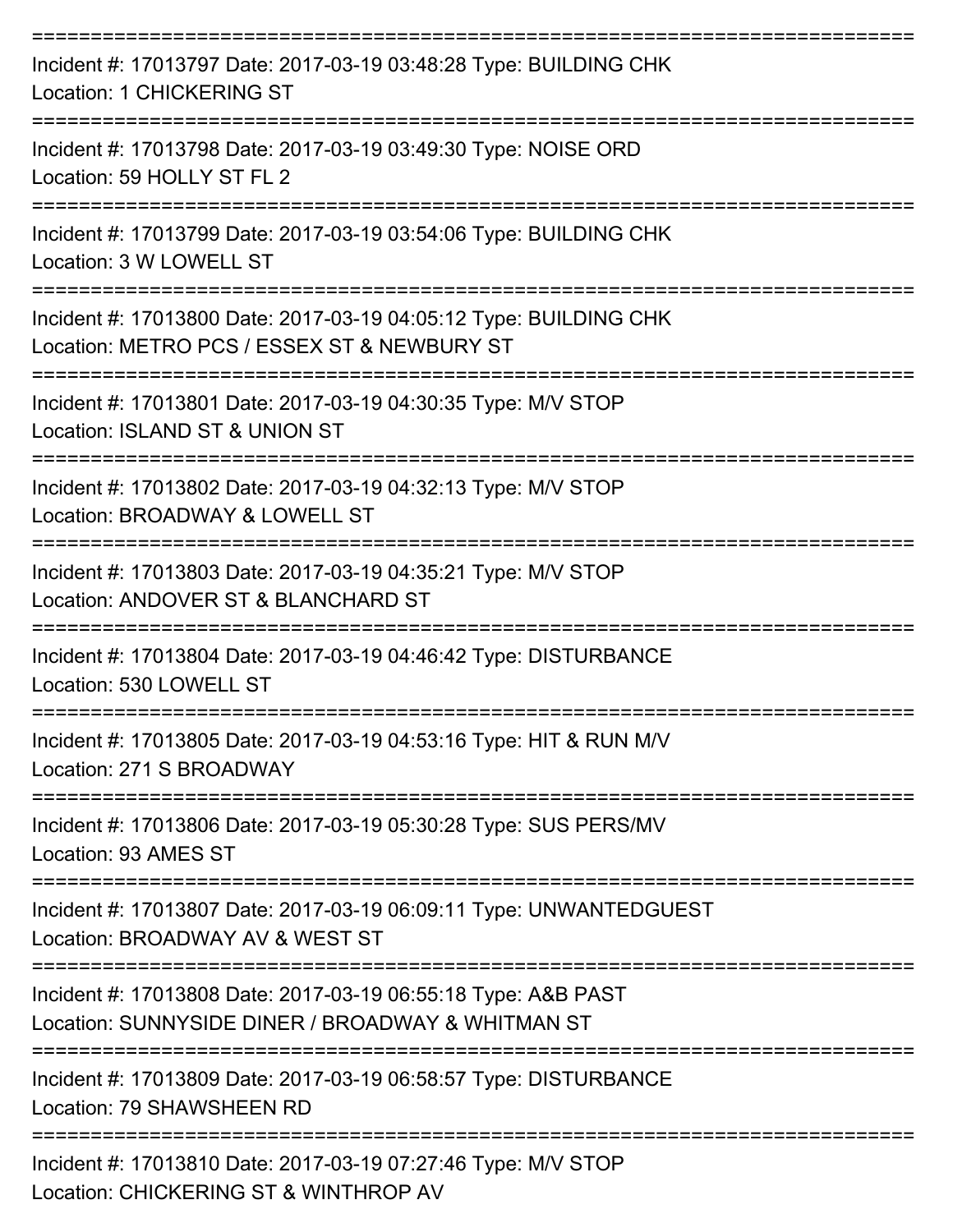===========================================================================

Incident #: 17013797 Date: 2017-03-19 03:48:28 Type: BUILDING CHK
Location: 1 CHICKERING ST

===========================================================================

Incident #: 17013798 Date: 2017-03-19 03:49:30 Type: NOISE ORD
Location: 59 HOLLY ST FL 2

===========================================================================

Incident #: 17013799 Date: 2017-03-19 03:54:06 Type: BUILDING CHK
Location: 3 W LOWELL ST

===========================================================================

Incident #: 17013800 Date: 2017-03-19 04:05:12 Type: BUILDING CHK
Location: METRO PCS / ESSEX ST & NEWBURY ST

===========================================================================

Incident #: 17013801 Date: 2017-03-19 04:30:35 Type: M/V STOP
Location: ISLAND ST & UNION ST

===========================================================================

Incident #: 17013802 Date: 2017-03-19 04:32:13 Type: M/V STOP
Location: BROADWAY & LOWELL ST

===========================================================================

Incident #: 17013803 Date: 2017-03-19 04:35:21 Type: M/V STOP
Location: ANDOVER ST & BLANCHARD ST

===========================================================================

Incident #: 17013804 Date: 2017-03-19 04:46:42 Type: DISTURBANCE
Location: 530 LOWELL ST

===========================================================================

Incident #: 17013805 Date: 2017-03-19 04:53:16 Type: HIT & RUN M/V
Location: 271 S BROADWAY

===========================================================================

Incident #: 17013806 Date: 2017-03-19 05:30:28 Type: SUS PERS/MV
Location: 93 AMES ST

===========================================================================

Incident #: 17013807 Date: 2017-03-19 06:09:11 Type: UNWANTEDGUEST
Location: BROADWAY AV & WEST ST

===========================================================================

Incident #: 17013808 Date: 2017-03-19 06:55:18 Type: A&B PAST
Location: SUNNYSIDE DINER / BROADWAY & WHITMAN ST

===========================================================================

Incident #: 17013809 Date: 2017-03-19 06:58:57 Type: DISTURBANCE
Location: 79 SHAWSHEEN RD

===========================================================================

Incident #: 17013810 Date: 2017-03-19 07:27:46 Type: M/V STOP
Location: CHICKERING ST & WINTHROP AV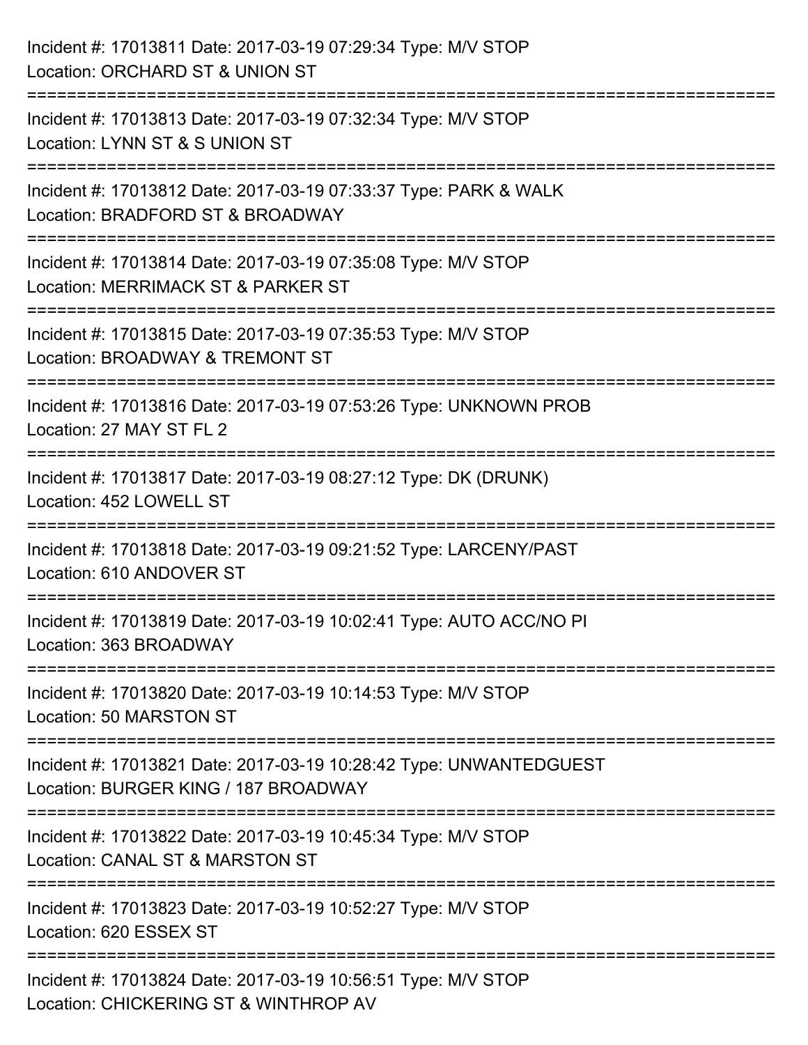Incident #: 17013811 Date: 2017-03-19 07:29:34 Type: M/V STOP
Location: ORCHARD ST & UNION ST

===========================================================================

Incident #: 17013813 Date: 2017-03-19 07:32:34 Type: M/V STOP
Location: LYNN ST & S UNION ST

===========================================================================

Incident #: 17013812 Date: 2017-03-19 07:33:37 Type: PARK & WALK
Location: BRADFORD ST & BROADWAY

===========================================================================

Incident #: 17013814 Date: 2017-03-19 07:35:08 Type: M/V STOP
Location: MERRIMACK ST & PARKER ST

===========================================================================

Incident #: 17013815 Date: 2017-03-19 07:35:53 Type: M/V STOP
Location: BROADWAY & TREMONT ST

===========================================================================

Incident #: 17013816 Date: 2017-03-19 07:53:26 Type: UNKNOWN PROB
Location: 27 MAY ST FL 2

===========================================================================

Incident #: 17013817 Date: 2017-03-19 08:27:12 Type: DK (DRUNK)
Location: 452 LOWELL ST

===========================================================================

Incident #: 17013818 Date: 2017-03-19 09:21:52 Type: LARCENY/PAST
Location: 610 ANDOVER ST

===========================================================================

Incident #: 17013819 Date: 2017-03-19 10:02:41 Type: AUTO ACC/NO PI
Location: 363 BROADWAY

===========================================================================

Incident #: 17013820 Date: 2017-03-19 10:14:53 Type: M/V STOP
Location: 50 MARSTON ST

===========================================================================

Incident #: 17013821 Date: 2017-03-19 10:28:42 Type: UNWANTEDGUEST
Location: BURGER KING / 187 BROADWAY

===========================================================================

Incident #: 17013822 Date: 2017-03-19 10:45:34 Type: M/V STOP
Location: CANAL ST & MARSTON ST

===========================================================================

Incident #: 17013823 Date: 2017-03-19 10:52:27 Type: M/V STOP
Location: 620 ESSEX ST

===========================================================================

Incident #: 17013824 Date: 2017-03-19 10:56:51 Type: M/V STOP
Location: CHICKERING ST & WINTHROP AV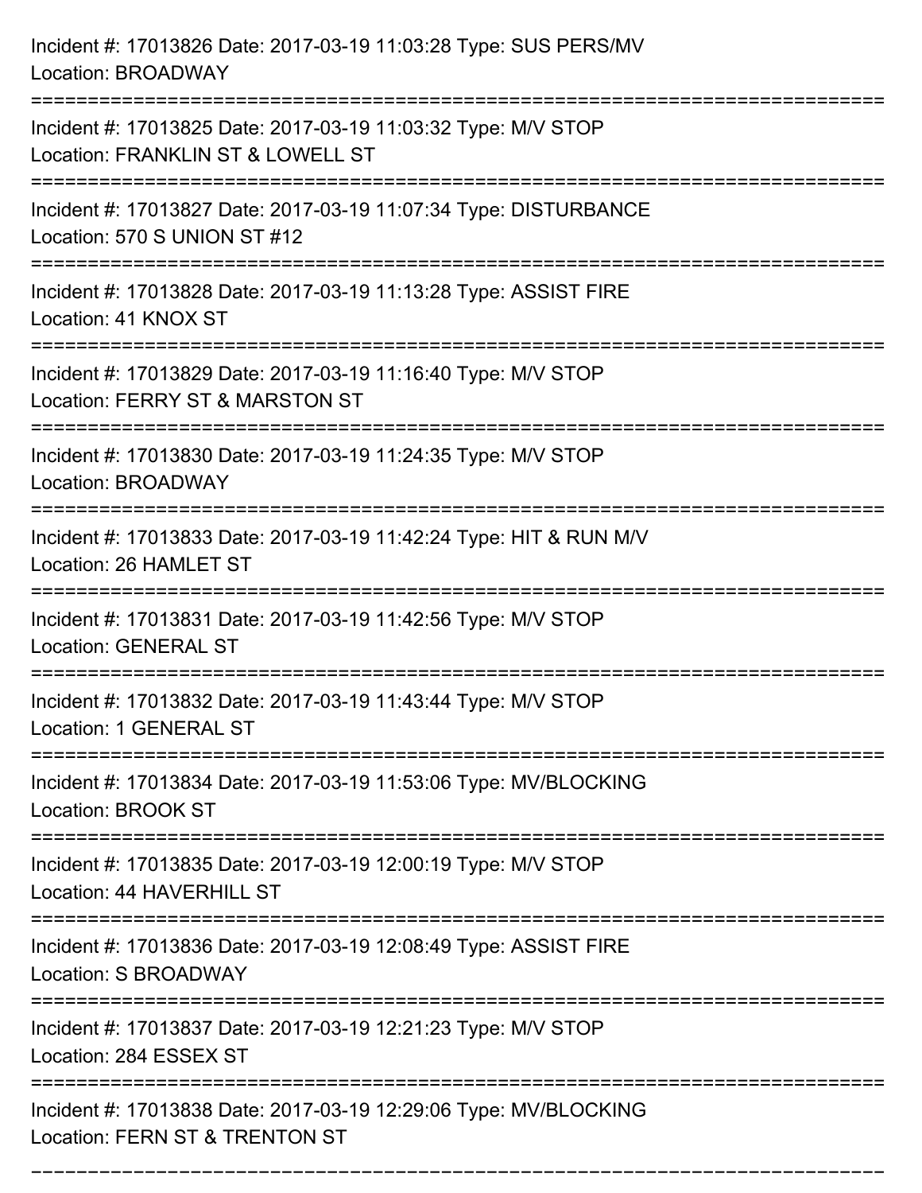Incident #: 17013826 Date: 2017-03-19 11:03:28 Type: SUS PERS/MV
Location: BROADWAY

===========================================================================

Incident #: 17013825 Date: 2017-03-19 11:03:32 Type: M/V STOP
Location: FRANKLIN ST & LOWELL ST

===========================================================================

Incident #: 17013827 Date: 2017-03-19 11:07:34 Type: DISTURBANCE
Location: 570 S UNION ST #12

===========================================================================

Incident #: 17013828 Date: 2017-03-19 11:13:28 Type: ASSIST FIRE
Location: 41 KNOX ST

===========================================================================

Incident #: 17013829 Date: 2017-03-19 11:16:40 Type: M/V STOP
Location: FERRY ST & MARSTON ST

===========================================================================

Incident #: 17013830 Date: 2017-03-19 11:24:35 Type: M/V STOP
Location: BROADWAY

===========================================================================

Incident #: 17013833 Date: 2017-03-19 11:42:24 Type: HIT & RUN M/V
Location: 26 HAMLET ST

===========================================================================

Incident #: 17013831 Date: 2017-03-19 11:42:56 Type: M/V STOP
Location: GENERAL ST

===========================================================================

Incident #: 17013832 Date: 2017-03-19 11:43:44 Type: M/V STOP
Location: 1 GENERAL ST

===========================================================================

Incident #: 17013834 Date: 2017-03-19 11:53:06 Type: MV/BLOCKING
Location: BROOK ST

===========================================================================

Incident #: 17013835 Date: 2017-03-19 12:00:19 Type: M/V STOP
Location: 44 HAVERHILL ST

===========================================================================

Incident #: 17013836 Date: 2017-03-19 12:08:49 Type: ASSIST FIRE
Location: S BROADWAY

===========================================================================

Incident #: 17013837 Date: 2017-03-19 12:21:23 Type: M/V STOP
Location: 284 ESSEX ST

===========================================================================

Incident #: 17013838 Date: 2017-03-19 12:29:06 Type: MV/BLOCKING
Location: FERN ST & TRENTON ST

===========================================================================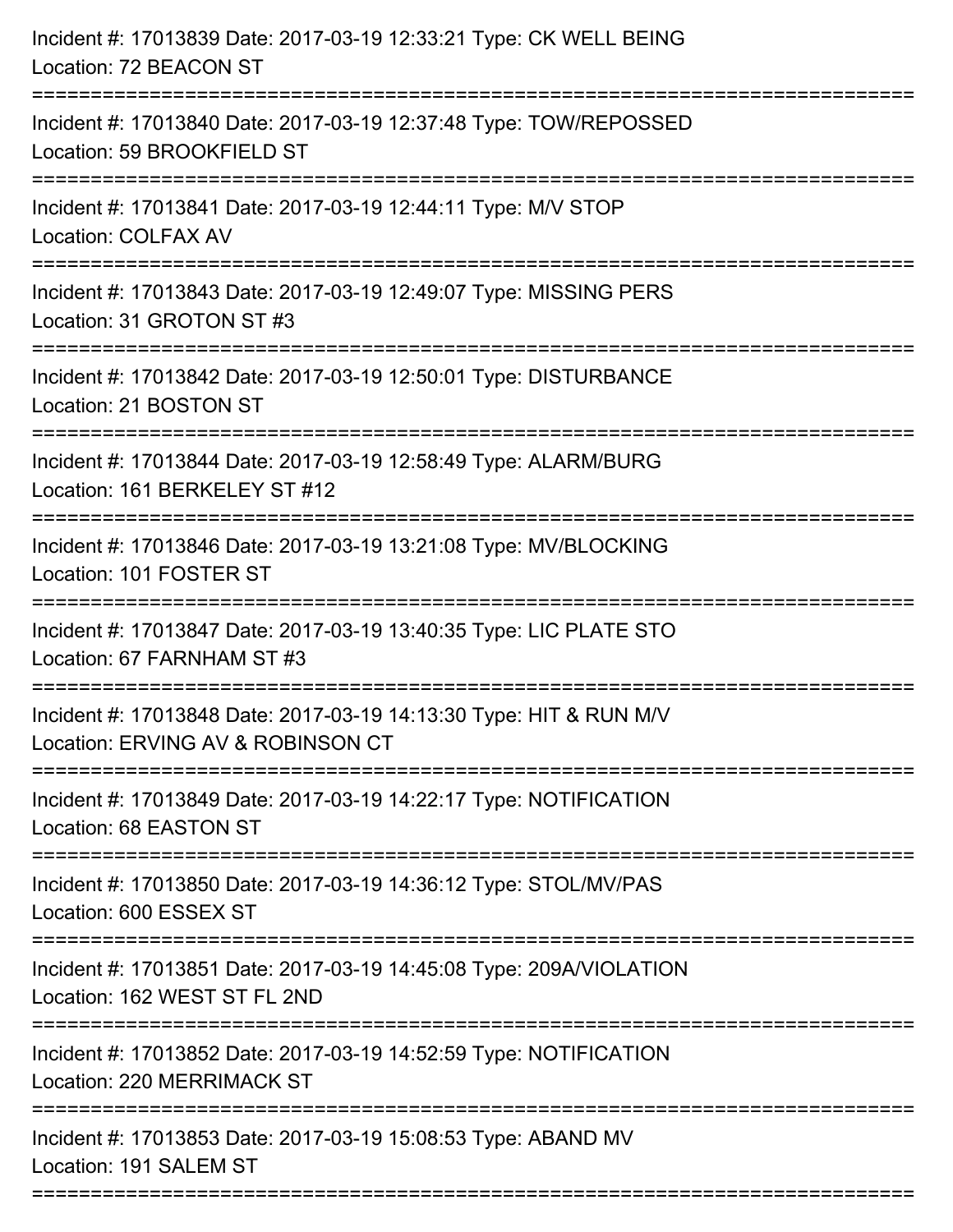Incident #: 17013839 Date: 2017-03-19 12:33:21 Type: CK WELL BEING
Location: 72 BEACON ST

===========================================================================

Incident #: 17013840 Date: 2017-03-19 12:37:48 Type: TOW/REPOSSED
Location: 59 BROOKFIELD ST

===========================================================================

Incident #: 17013841 Date: 2017-03-19 12:44:11 Type: M/V STOP
Location: COLFAX AV

===========================================================================

Incident #: 17013843 Date: 2017-03-19 12:49:07 Type: MISSING PERS
Location: 31 GROTON ST #3

===========================================================================

Incident #: 17013842 Date: 2017-03-19 12:50:01 Type: DISTURBANCE
Location: 21 BOSTON ST

===========================================================================

Incident #: 17013844 Date: 2017-03-19 12:58:49 Type: ALARM/BURG
Location: 161 BERKELEY ST #12

===========================================================================

Incident #: 17013846 Date: 2017-03-19 13:21:08 Type: MV/BLOCKING
Location: 101 FOSTER ST

===========================================================================

Incident #: 17013847 Date: 2017-03-19 13:40:35 Type: LIC PLATE STO
Location: 67 FARNHAM ST #3

===========================================================================

Incident #: 17013848 Date: 2017-03-19 14:13:30 Type: HIT & RUN M/V
Location: ERVING AV & ROBINSON CT

===========================================================================

Incident #: 17013849 Date: 2017-03-19 14:22:17 Type: NOTIFICATION
Location: 68 EASTON ST

===========================================================================

Incident #: 17013850 Date: 2017-03-19 14:36:12 Type: STOL/MV/PAS
Location: 600 ESSEX ST

===========================================================================

Incident #: 17013851 Date: 2017-03-19 14:45:08 Type: 209A/VIOLATION
Location: 162 WEST ST FL 2ND

===========================================================================

Incident #: 17013852 Date: 2017-03-19 14:52:59 Type: NOTIFICATION
Location: 220 MERRIMACK ST

===========================================================================

Incident #: 17013853 Date: 2017-03-19 15:08:53 Type: ABAND MV
Location: 191 SALEM ST

===========================================================================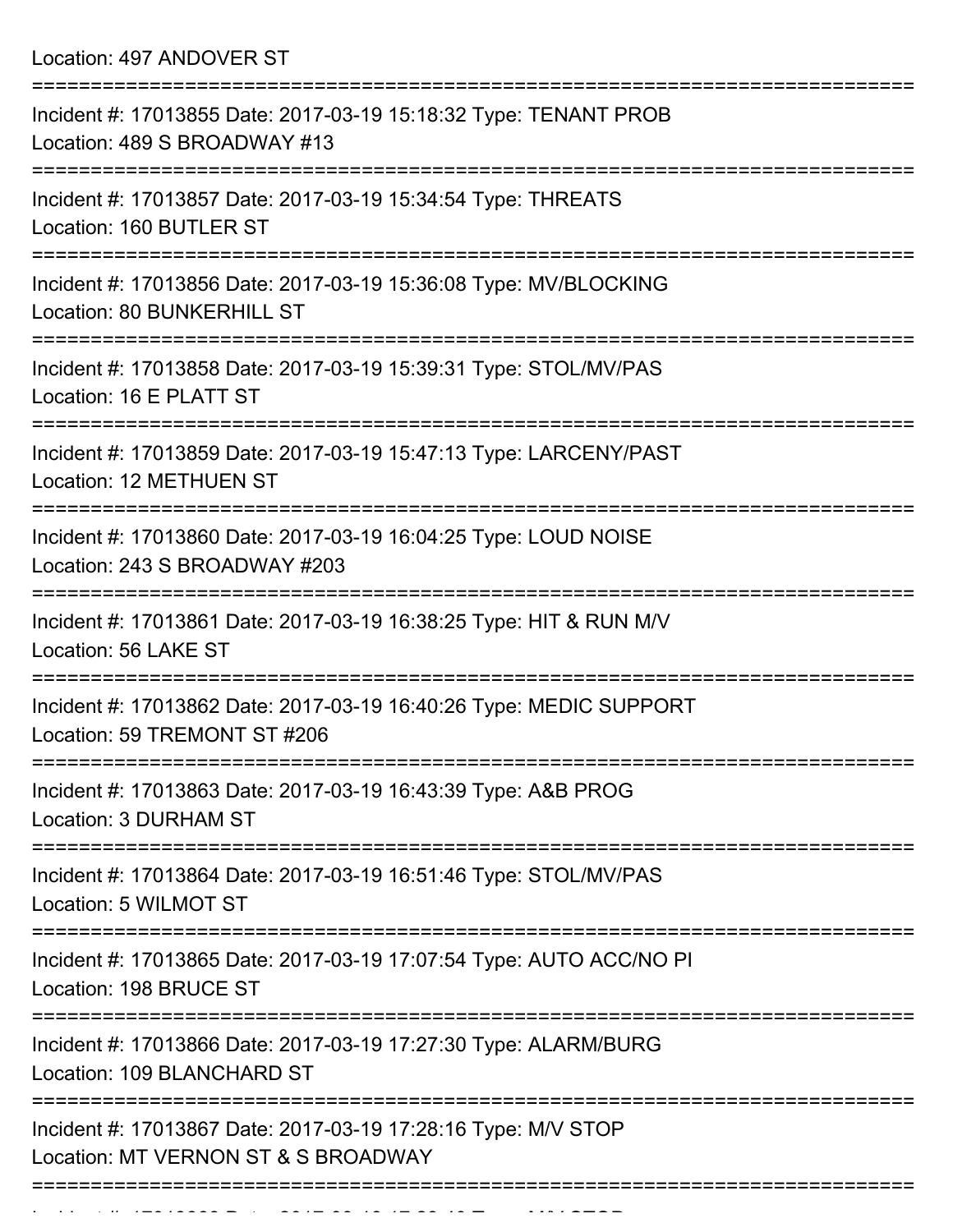Location: 497 ANDOVER ST

===========================================================================

Incident #: 17013855 Date: 2017-03-19 15:18:32 Type: TENANT PROB
Location: 489 S BROADWAY #13

===========================================================================

Incident #: 17013857 Date: 2017-03-19 15:34:54 Type: THREATS
Location: 160 BUTLER ST

===========================================================================

Incident #: 17013856 Date: 2017-03-19 15:36:08 Type: MV/BLOCKING
Location: 80 BUNKERHILL ST

===========================================================================

Incident #: 17013858 Date: 2017-03-19 15:39:31 Type: STOL/MV/PAS
Location: 16 E PLATT ST

===========================================================================

Incident #: 17013859 Date: 2017-03-19 15:47:13 Type: LARCENY/PAST
Location: 12 METHUEN ST

===========================================================================

Incident #: 17013860 Date: 2017-03-19 16:04:25 Type: LOUD NOISE
Location: 243 S BROADWAY #203

===========================================================================

Incident #: 17013861 Date: 2017-03-19 16:38:25 Type: HIT & RUN M/V
Location: 56 LAKE ST

===========================================================================

Incident #: 17013862 Date: 2017-03-19 16:40:26 Type: MEDIC SUPPORT
Location: 59 TREMONT ST #206

===========================================================================

Incident #: 17013863 Date: 2017-03-19 16:43:39 Type: A&B PROG
Location: 3 DURHAM ST

===========================================================================

Incident #: 17013864 Date: 2017-03-19 16:51:46 Type: STOL/MV/PAS
Location: 5 WILMOT ST

===========================================================================

Incident #: 17013865 Date: 2017-03-19 17:07:54 Type: AUTO ACC/NO PI
Location: 198 BRUCE ST

===========================================================================

Incident #: 17013866 Date: 2017-03-19 17:27:30 Type: ALARM/BURG
Location: 109 BLANCHARD ST

===========================================================================

Incident #: 17013867 Date: 2017-03-19 17:28:16 Type: M/V STOP
Location: MT VERNON ST & S BROADWAY

===========================================================================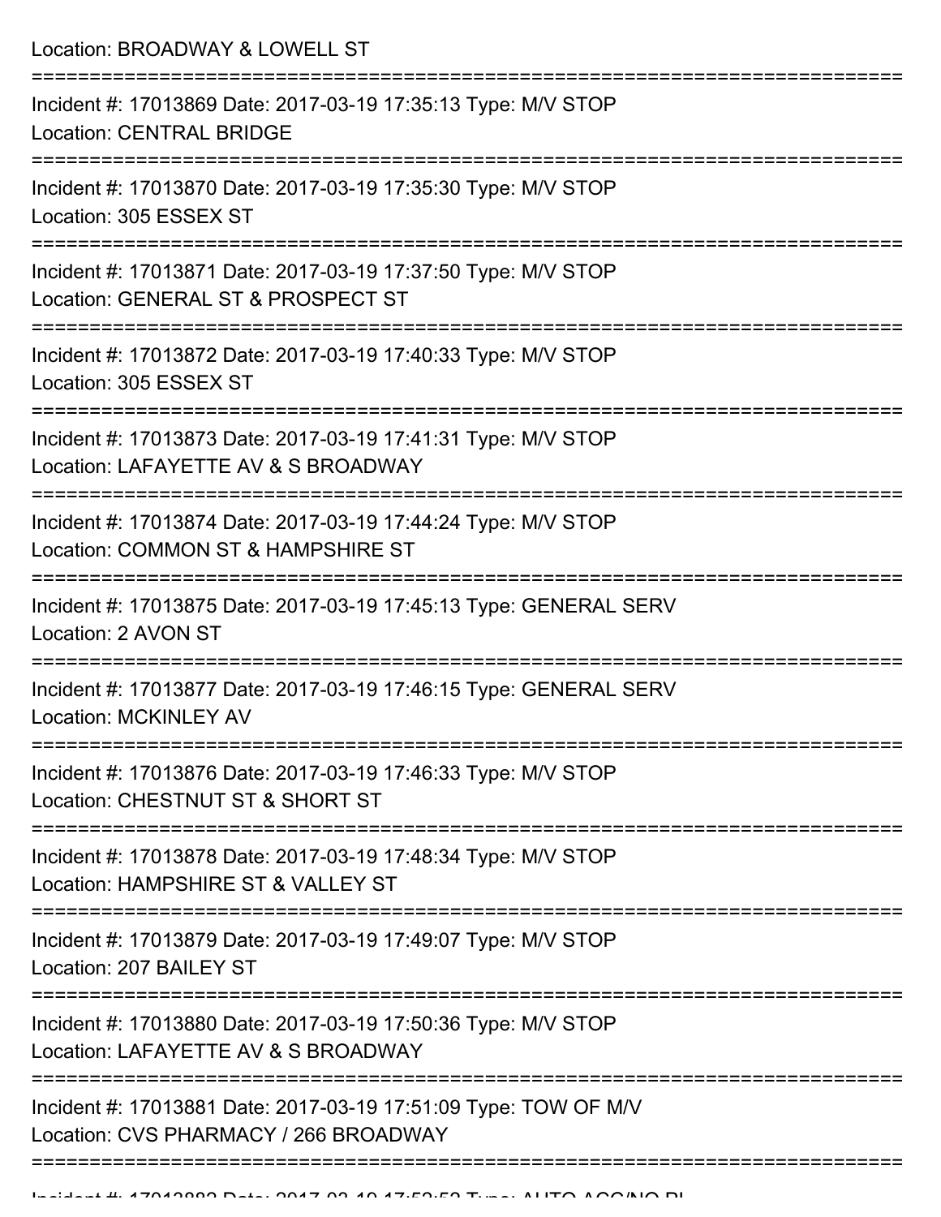Location: BROADWAY & LOWELL ST

===========================================================================

Incident #: 17013869 Date: 2017-03-19 17:35:13 Type: M/V STOP
Location: CENTRAL BRIDGE

===========================================================================

Incident #: 17013870 Date: 2017-03-19 17:35:30 Type: M/V STOP
Location: 305 ESSEX ST

===========================================================================

Incident #: 17013871 Date: 2017-03-19 17:37:50 Type: M/V STOP
Location: GENERAL ST & PROSPECT ST

===========================================================================

Incident #: 17013872 Date: 2017-03-19 17:40:33 Type: M/V STOP
Location: 305 ESSEX ST

===========================================================================

Incident #: 17013873 Date: 2017-03-19 17:41:31 Type: M/V STOP
Location: LAFAYETTE AV & S BROADWAY

===========================================================================

Incident #: 17013874 Date: 2017-03-19 17:44:24 Type: M/V STOP
Location: COMMON ST & HAMPSHIRE ST

===========================================================================

Incident #: 17013875 Date: 2017-03-19 17:45:13 Type: GENERAL SERV
Location: 2 AVON ST

===========================================================================

Incident #: 17013877 Date: 2017-03-19 17:46:15 Type: GENERAL SERV
Location: MCKINLEY AV

===========================================================================

Incident #: 17013876 Date: 2017-03-19 17:46:33 Type: M/V STOP
Location: CHESTNUT ST & SHORT ST

===========================================================================

Incident #: 17013878 Date: 2017-03-19 17:48:34 Type: M/V STOP
Location: HAMPSHIRE ST & VALLEY ST

===========================================================================

Incident #: 17013879 Date: 2017-03-19 17:49:07 Type: M/V STOP
Location: 207 BAILEY ST

===========================================================================

Incident #: 17013880 Date: 2017-03-19 17:50:36 Type: M/V STOP
Location: LAFAYETTE AV & S BROADWAY

===========================================================================

Incident #: 17013881 Date: 2017-03-19 17:51:09 Type: TOW OF M/V
Location: CVS PHARMACY / 266 BROADWAY

===========================================================================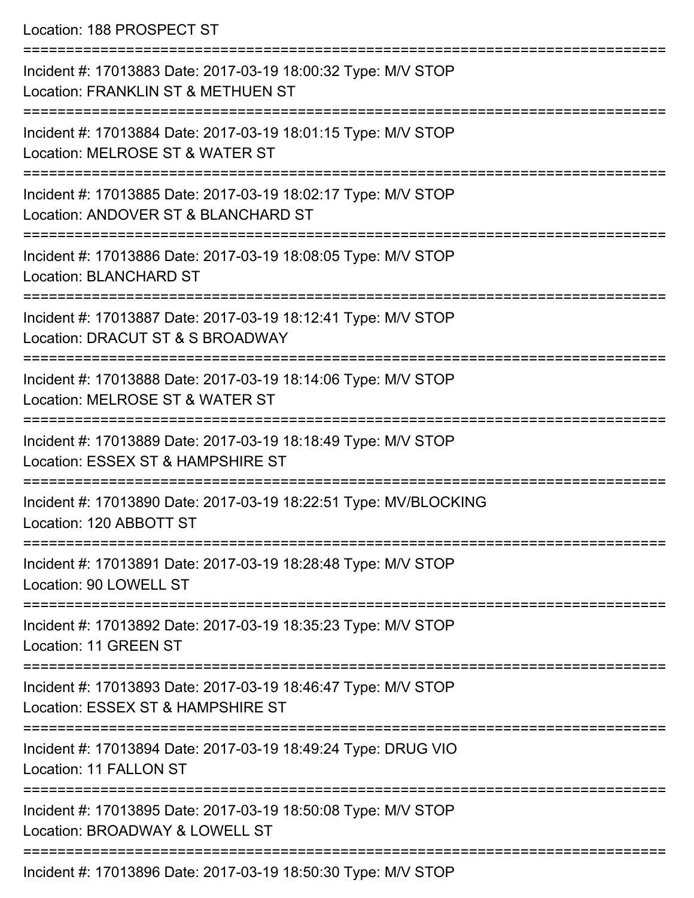Location: 188 PROSPECT ST

===========================================================================

Incident #: 17013883 Date: 2017-03-19 18:00:32 Type: M/V STOP
Location: FRANKLIN ST & METHUEN ST

===========================================================================

Incident #: 17013884 Date: 2017-03-19 18:01:15 Type: M/V STOP
Location: MELROSE ST & WATER ST

===========================================================================

Incident #: 17013885 Date: 2017-03-19 18:02:17 Type: M/V STOP
Location: ANDOVER ST & BLANCHARD ST

===========================================================================

Incident #: 17013886 Date: 2017-03-19 18:08:05 Type: M/V STOP
Location: BLANCHARD ST

===========================================================================

Incident #: 17013887 Date: 2017-03-19 18:12:41 Type: M/V STOP
Location: DRACUT ST & S BROADWAY

===========================================================================

Incident #: 17013888 Date: 2017-03-19 18:14:06 Type: M/V STOP
Location: MELROSE ST & WATER ST

===========================================================================

Incident #: 17013889 Date: 2017-03-19 18:18:49 Type: M/V STOP
Location: ESSEX ST & HAMPSHIRE ST

===========================================================================

Incident #: 17013890 Date: 2017-03-19 18:22:51 Type: MV/BLOCKING
Location: 120 ABBOTT ST

===========================================================================

Incident #: 17013891 Date: 2017-03-19 18:28:48 Type: M/V STOP
Location: 90 LOWELL ST

===========================================================================

Incident #: 17013892 Date: 2017-03-19 18:35:23 Type: M/V STOP
Location: 11 GREEN ST

===========================================================================

Incident #: 17013893 Date: 2017-03-19 18:46:47 Type: M/V STOP
Location: ESSEX ST & HAMPSHIRE ST

===========================================================================

Incident #: 17013894 Date: 2017-03-19 18:49:24 Type: DRUG VIO
Location: 11 FALLON ST

===========================================================================

Incident #: 17013895 Date: 2017-03-19 18:50:08 Type: M/V STOP
Location: BROADWAY & LOWELL ST

===========================================================================

Incident #: 17013896 Date: 2017-03-19 18:50:30 Type: M/V STOP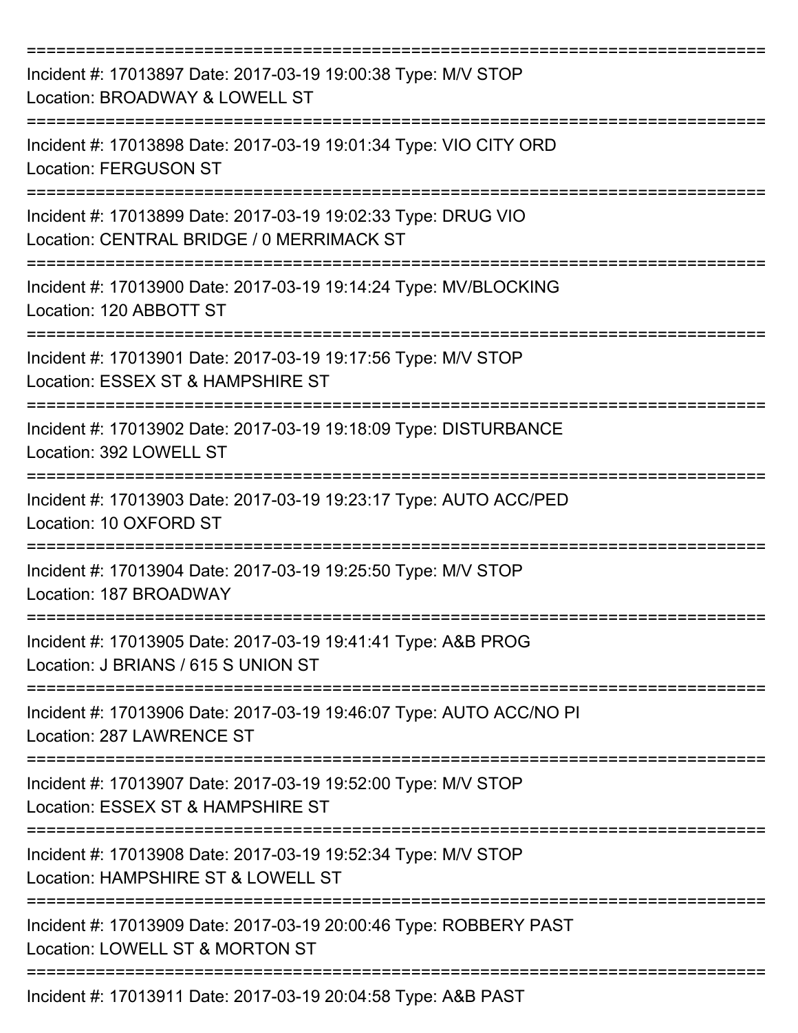==============================================================================
Incident #: 17013897 Date: 2017-03-19 19:00:38 Type: M/V STOP
Location: BROADWAY & LOWELL ST
==============================================================================
Incident #: 17013898 Date: 2017-03-19 19:01:34 Type: VIO CITY ORD
Location: FERGUSON ST
==============================================================================
Incident #: 17013899 Date: 2017-03-19 19:02:33 Type: DRUG VIO
Location: CENTRAL BRIDGE / 0 MERRIMACK ST
==============================================================================
Incident #: 17013900 Date: 2017-03-19 19:14:24 Type: MV/BLOCKING
Location: 120 ABBOTT ST
==============================================================================
Incident #: 17013901 Date: 2017-03-19 19:17:56 Type: M/V STOP
Location: ESSEX ST & HAMPSHIRE ST
==============================================================================
Incident #: 17013902 Date: 2017-03-19 19:18:09 Type: DISTURBANCE
Location: 392 LOWELL ST
==============================================================================
Incident #: 17013903 Date: 2017-03-19 19:23:17 Type: AUTO ACC/PED
Location: 10 OXFORD ST
==============================================================================
Incident #: 17013904 Date: 2017-03-19 19:25:50 Type: M/V STOP
Location: 187 BROADWAY
==============================================================================
Incident #: 17013905 Date: 2017-03-19 19:41:41 Type: A&B PROG
Location: J BRIANS / 615 S UNION ST
==============================================================================
Incident #: 17013906 Date: 2017-03-19 19:46:07 Type: AUTO ACC/NO PI
Location: 287 LAWRENCE ST
==============================================================================
Incident #: 17013907 Date: 2017-03-19 19:52:00 Type: M/V STOP
Location: ESSEX ST & HAMPSHIRE ST
==============================================================================
Incident #: 17013908 Date: 2017-03-19 19:52:34 Type: M/V STOP
Location: HAMPSHIRE ST & LOWELL ST
==============================================================================
Incident #: 17013909 Date: 2017-03-19 20:00:46 Type: ROBBERY PAST
Location: LOWELL ST & MORTON ST
==============================================================================
Incident #: 17013911 Date: 2017-03-19 20:04:58 Type: A&B PAST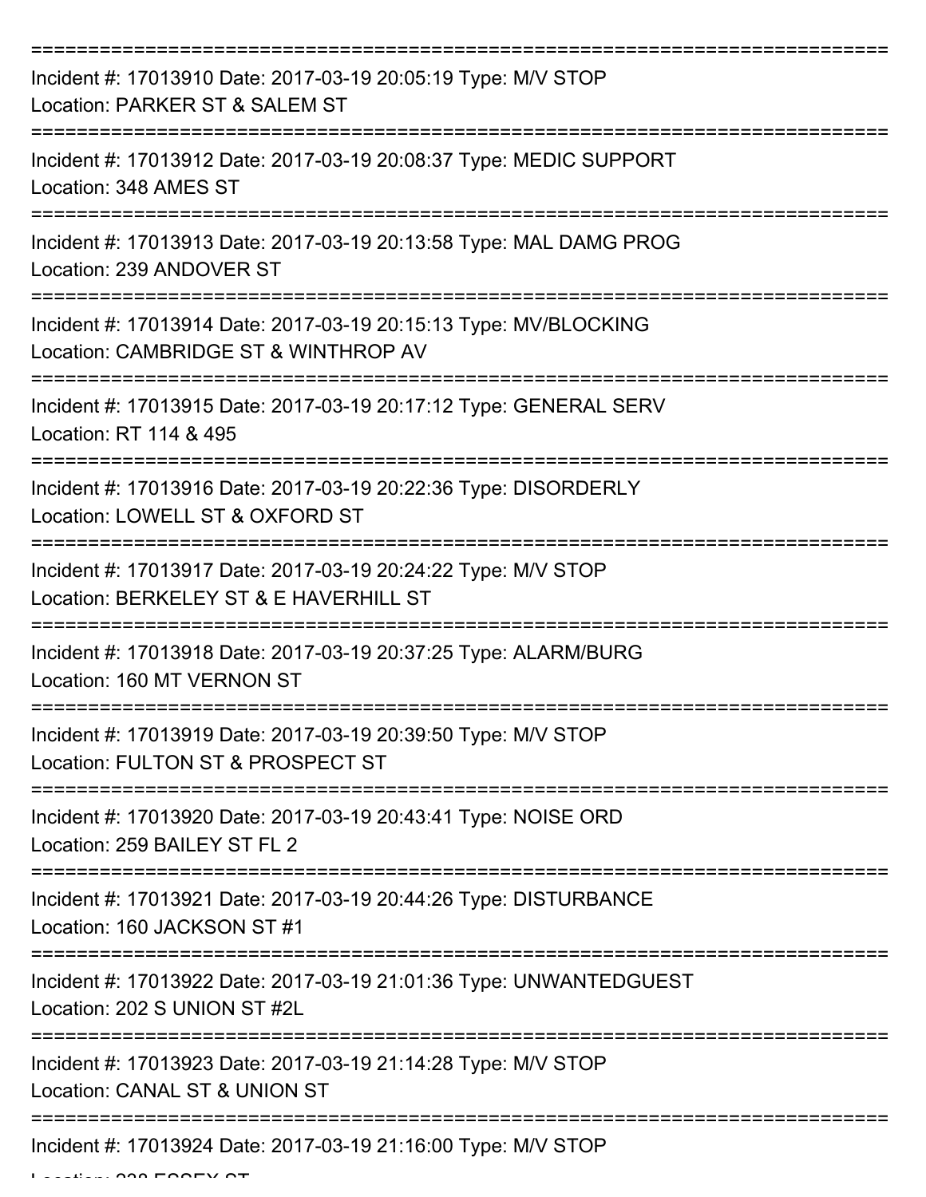==============================================================================
Incident #: 17013910 Date: 2017-03-19 20:05:19 Type: M/V STOP
Location: PARKER ST & SALEM ST
==============================================================================
Incident #: 17013912 Date: 2017-03-19 20:08:37 Type: MEDIC SUPPORT
Location: 348 AMES ST
==============================================================================
Incident #: 17013913 Date: 2017-03-19 20:13:58 Type: MAL DAMG PROG
Location: 239 ANDOVER ST
==============================================================================
Incident #: 17013914 Date: 2017-03-19 20:15:13 Type: MV/BLOCKING
Location: CAMBRIDGE ST & WINTHROP AV
==============================================================================
Incident #: 17013915 Date: 2017-03-19 20:17:12 Type: GENERAL SERV
Location: RT 114 & 495
==============================================================================
Incident #: 17013916 Date: 2017-03-19 20:22:36 Type: DISORDERLY
Location: LOWELL ST & OXFORD ST
==============================================================================
Incident #: 17013917 Date: 2017-03-19 20:24:22 Type: M/V STOP
Location: BERKELEY ST & E HAVERHILL ST
==============================================================================
Incident #: 17013918 Date: 2017-03-19 20:37:25 Type: ALARM/BURG
Location: 160 MT VERNON ST
==============================================================================
Incident #: 17013919 Date: 2017-03-19 20:39:50 Type: M/V STOP
Location: FULTON ST & PROSPECT ST
==============================================================================
Incident #: 17013920 Date: 2017-03-19 20:43:41 Type: NOISE ORD
Location: 259 BAILEY ST FL 2
==============================================================================
Incident #: 17013921 Date: 2017-03-19 20:44:26 Type: DISTURBANCE
Location: 160 JACKSON ST #1
==============================================================================
Incident #: 17013922 Date: 2017-03-19 21:01:36 Type: UNWANTEDGUEST
Location: 202 S UNION ST #2L
==============================================================================
Incident #: 17013923 Date: 2017-03-19 21:14:28 Type: M/V STOP
Location: CANAL ST & UNION ST
==============================================================================
Incident #: 17013924 Date: 2017-03-19 21:16:00 Type: M/V STOP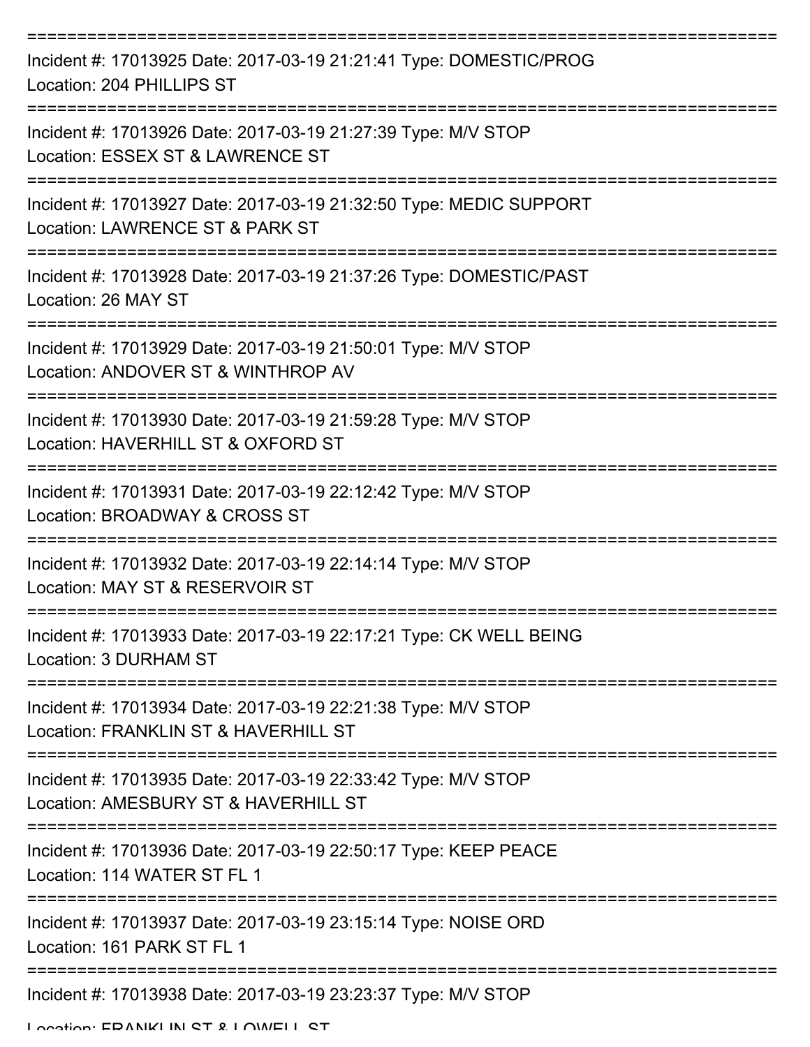Incident #: 17013925 Date: 2017-03-19 21:21:41 Type: DOMESTIC/PROG
Location: 204 PHILLIPS ST

Incident #: 17013926 Date: 2017-03-19 21:27:39 Type: M/V STOP
Location: ESSEX ST & LAWRENCE ST

Incident #: 17013927 Date: 2017-03-19 21:32:50 Type: MEDIC SUPPORT
Location: LAWRENCE ST & PARK ST

Incident #: 17013928 Date: 2017-03-19 21:37:26 Type: DOMESTIC/PAST
Location: 26 MAY ST

Incident #: 17013929 Date: 2017-03-19 21:50:01 Type: M/V STOP
Location: ANDOVER ST & WINTHROP AV

Incident #: 17013930 Date: 2017-03-19 21:59:28 Type: M/V STOP
Location: HAVERHILL ST & OXFORD ST

Incident #: 17013931 Date: 2017-03-19 22:12:42 Type: M/V STOP
Location: BROADWAY & CROSS ST

Incident #: 17013932 Date: 2017-03-19 22:14:14 Type: M/V STOP
Location: MAY ST & RESERVOIR ST

Incident #: 17013933 Date: 2017-03-19 22:17:21 Type: CK WELL BEING
Location: 3 DURHAM ST

Incident #: 17013934 Date: 2017-03-19 22:21:38 Type: M/V STOP
Location: FRANKLIN ST & HAVERHILL ST

Incident #: 17013935 Date: 2017-03-19 22:33:42 Type: M/V STOP
Location: AMESBURY ST & HAVERHILL ST

Incident #: 17013936 Date: 2017-03-19 22:50:17 Type: KEEP PEACE
Location: 114 WATER ST FL 1

Incident #: 17013937 Date: 2017-03-19 23:15:14 Type: NOISE ORD
Location: 161 PARK ST FL 1

Incident #: 17013938 Date: 2017-03-19 23:23:37 Type: M/V STOP
Location: FRANKLIN ST & LOWELL ST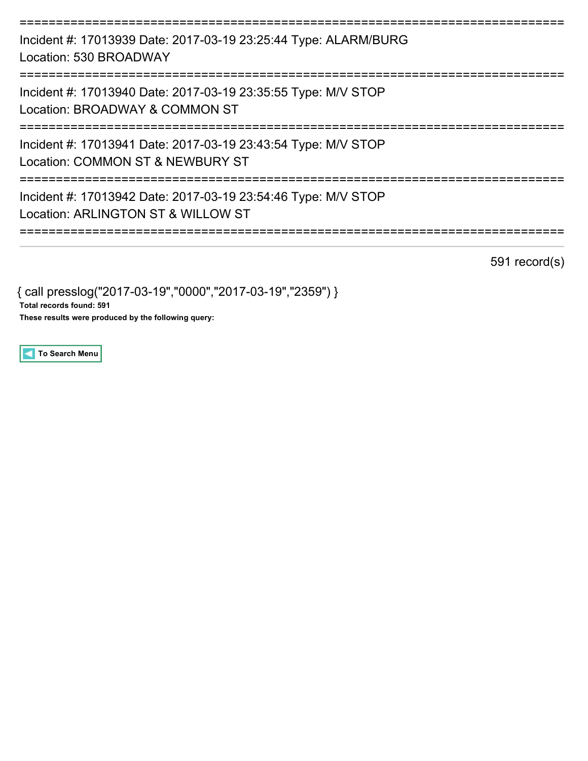===========================================================================

Incident #: 17013939 Date: 2017-03-19 23:25:44 Type: ALARM/BURG

Location: 530 BROADWAY

===========================================================================

Incident #: 17013940 Date: 2017-03-19 23:35:55 Type: M/V STOP

Location: BROADWAY & COMMON ST

===========================================================================

Incident #: 17013941 Date: 2017-03-19 23:43:54 Type: M/V STOP

Location: COMMON ST & NEWBURY ST

===========================================================================

Incident #: 17013942 Date: 2017-03-19 23:54:46 Type: M/V STOP

Location: ARLINGTON ST & WILLOW ST

===========================================================================

591 record(s)

{ call presslog("2017-03-19","0000","2017-03-19","2359") }

**Total records found: 591**

**These results were produced by the following query:**

**To Search Menu**